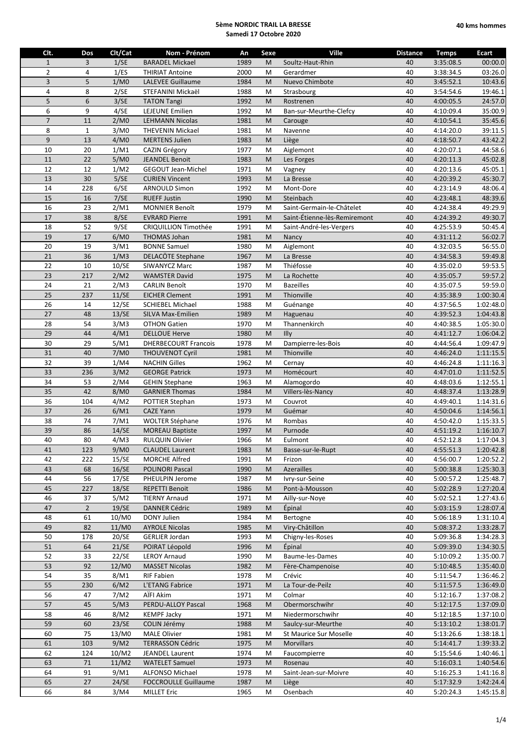**5ème NORDIC TRAIL LA BRESSE**
**Samedi 17 Octobre 2020**

**40 kms hommes**

| Clt. | Dos | Clt/Cat | Nom - Prénom | An | Sexe | Ville | Distance | Temps | Ecart |
|---|---|---|---|---|---|---|---|---|---|
| 1 | 3 | 1/SE | BARADEL Mickael | 1989 | M | Soultz-Haut-Rhin | 40 | 3:35:08.5 | 00:00.0 |
| 2 | 4 | 1/ES | THIRIAT Antoine | 2000 | M | Gerardmer | 40 | 3:38:34.5 | 03:26.0 |
| 3 | 5 | 1/M0 | LALEVEE Guillaume | 1984 | M | Nuevo Chimbote | 40 | 3:45:52.1 | 10:43.6 |
| 4 | 8 | 2/SE | STEFANINI Mickaël | 1988 | M | Strasbourg | 40 | 3:54:54.6 | 19:46.1 |
| 5 | 6 | 3/SE | TATON Tangi | 1992 | M | Rostrenen | 40 | 4:00:05.5 | 24:57.0 |
| 6 | 9 | 4/SE | LEJEUNE Emilien | 1992 | M | Ban-sur-Meurthe-Clefcy | 40 | 4:10:09.4 | 35:00.9 |
| 7 | 11 | 2/M0 | LEHMANN Nicolas | 1981 | M | Carouge | 40 | 4:10:54.1 | 35:45.6 |
| 8 | 1 | 3/M0 | THEVENIN Mickael | 1981 | M | Navenne | 40 | 4:14:20.0 | 39:11.5 |
| 9 | 13 | 4/M0 | MERTENS Julien | 1983 | M | Liège | 40 | 4:18:50.7 | 43:42.2 |
| 10 | 20 | 1/M1 | CAZIN Grégory | 1977 | M | Aiglemont | 40 | 4:20:07.1 | 44:58.6 |
| 11 | 22 | 5/M0 | JEANDEL Benoit | 1983 | M | Les Forges | 40 | 4:20:11.3 | 45:02.8 |
| 12 | 12 | 1/M2 | GEGOUT Jean-Michel | 1971 | M | Vagney | 40 | 4:20:13.6 | 45:05.1 |
| 13 | 30 | 5/SE | CURIEN Vincent | 1993 | M | La Bresse | 40 | 4:20:39.2 | 45:30.7 |
| 14 | 228 | 6/SE | ARNOULD Simon | 1992 | M | Mont-Dore | 40 | 4:23:14.9 | 48:06.4 |
| 15 | 16 | 7/SE | RUEFF Justin | 1990 | M | Steinbach | 40 | 4:23:48.1 | 48:39.6 |
| 16 | 23 | 2/M1 | MONNIER Benoît | 1979 | M | Saint-Germain-le-Châtelet | 40 | 4:24:38.4 | 49:29.9 |
| 17 | 38 | 8/SE | EVRARD Pierre | 1991 | M | Saint-Étienne-lès-Remiremont | 40 | 4:24:39.2 | 49:30.7 |
| 18 | 52 | 9/SE | CRIQUILLION Timothée | 1991 | M | Saint-André-les-Vergers | 40 | 4:25:53.9 | 50:45.4 |
| 19 | 17 | 6/M0 | THOMAS Johan | 1981 | M | Nancy | 40 | 4:31:11.2 | 56:02.7 |
| 20 | 19 | 3/M1 | BONNE Samuel | 1980 | M | Aiglemont | 40 | 4:32:03.5 | 56:55.0 |
| 21 | 36 | 1/M3 | DELACÖTE Stephane | 1967 | M | La Bresse | 40 | 4:34:58.3 | 59:49.8 |
| 22 | 10 | 10/SE | SIWANYCZ Marc | 1987 | M | Thiéfosse | 40 | 4:35:02.0 | 59:53.5 |
| 23 | 217 | 2/M2 | WAMSTER David | 1975 | M | La Rochette | 40 | 4:35:05.7 | 59:57.2 |
| 24 | 21 | 2/M3 | CARLIN Benoît | 1970 | M | Bazeilles | 40 | 4:35:07.5 | 59:59.0 |
| 25 | 237 | 11/SE | EICHER Clement | 1991 | M | Thionville | 40 | 4:35:38.9 | 1:00:30.4 |
| 26 | 14 | 12/SE | SCHIEBEL Michael | 1988 | M | Guénange | 40 | 4:37:56.5 | 1:02:48.0 |
| 27 | 48 | 13/SE | SILVA Max-Emilien | 1989 | M | Haguenau | 40 | 4:39:52.3 | 1:04:43.8 |
| 28 | 54 | 3/M3 | OTHON Gatien | 1970 | M | Thannenkirch | 40 | 4:40:38.5 | 1:05:30.0 |
| 29 | 44 | 4/M1 | DELLOUE Herve | 1980 | M | Illy | 40 | 4:41:12.7 | 1:06:04.2 |
| 30 | 29 | 5/M1 | DHERBECOURT Francois | 1978 | M | Dampierre-les-Bois | 40 | 4:44:56.4 | 1:09:47.9 |
| 31 | 40 | 7/M0 | THOUVENOT Cyril | 1981 | M | Thionville | 40 | 4:46:24.0 | 1:11:15.5 |
| 32 | 39 | 1/M4 | NACHIN Gilles | 1962 | M | Cernay | 40 | 4:46:24.8 | 1:11:16.3 |
| 33 | 236 | 3/M2 | GEORGE Patrick | 1973 | M | Homécourt | 40 | 4:47:01.0 | 1:11:52.5 |
| 34 | 53 | 2/M4 | GEHIN Stephane | 1963 | M | Alamogordo | 40 | 4:48:03.6 | 1:12:55.1 |
| 35 | 42 | 8/M0 | GARNIER Thomas | 1984 | M | Villers-lès-Nancy | 40 | 4:48:37.4 | 1:13:28.9 |
| 36 | 104 | 4/M2 | POTTIER Stephan | 1973 | M | Couvrot | 40 | 4:49:40.1 | 1:14:31.6 |
| 37 | 26 | 6/M1 | CAZE Yann | 1979 | M | Guémar | 40 | 4:50:04.6 | 1:14:56.1 |
| 38 | 74 | 7/M1 | WOLTER Stéphane | 1976 | M | Rombas | 40 | 4:50:42.0 | 1:15:33.5 |
| 39 | 86 | 14/SE | MOREAU Baptiste | 1997 | M | Purnode | 40 | 4:51:19.2 | 1:16:10.7 |
| 40 | 80 | 4/M3 | RULQUIN Olivier | 1966 | M | Eulmont | 40 | 4:52:12.8 | 1:17:04.3 |
| 41 | 123 | 9/M0 | CLAUDEL Laurent | 1983 | M | Basse-sur-le-Rupt | 40 | 4:55:51.3 | 1:20:42.8 |
| 42 | 222 | 15/SE | MORCHE Alfred | 1991 | M | Frizon | 40 | 4:56:00.7 | 1:20:52.2 |
| 43 | 68 | 16/SE | POLINORI Pascal | 1990 | M | Azerailles | 40 | 5:00:38.8 | 1:25:30.3 |
| 44 | 56 | 17/SE | PHEULPIN Jerome | 1987 | M | Ivry-sur-Seine | 40 | 5:00:57.2 | 1:25:48.7 |
| 45 | 227 | 18/SE | REPETTI Benoit | 1986 | M | Pont-à-Mousson | 40 | 5:02:28.9 | 1:27:20.4 |
| 46 | 37 | 5/M2 | TIERNY Arnaud | 1971 | M | Ailly-sur-Noye | 40 | 5:02:52.1 | 1:27:43.6 |
| 47 | 2 | 19/SE | DANNER Cédric | 1989 | M | Épinal | 40 | 5:03:15.9 | 1:28:07.4 |
| 48 | 61 | 10/M0 | DONY Julien | 1984 | M | Bertogne | 40 | 5:06:18.9 | 1:31:10.4 |
| 49 | 82 | 11/M0 | AYROLE Nicolas | 1985 | M | Viry-Châtillon | 40 | 5:08:37.2 | 1:33:28.7 |
| 50 | 178 | 20/SE | GERLIER Jordan | 1993 | M | Chigny-les-Roses | 40 | 5:09:36.8 | 1:34:28.3 |
| 51 | 64 | 21/SE | POIRAT Léopold | 1996 | M | Épinal | 40 | 5:09:39.0 | 1:34:30.5 |
| 52 | 33 | 22/SE | LEROY Arnaud | 1990 | M | Baume-les-Dames | 40 | 5:10:09.2 | 1:35:00.7 |
| 53 | 92 | 12/M0 | MASSET Nicolas | 1982 | M | Fère-Champenoise | 40 | 5:10:48.5 | 1:35:40.0 |
| 54 | 35 | 8/M1 | RIF Fabien | 1978 | M | Crévic | 40 | 5:11:54.7 | 1:36:46.2 |
| 55 | 230 | 6/M2 | L'ETANG Fabrice | 1971 | M | La Tour-de-Peilz | 40 | 5:11:57.5 | 1:36:49.0 |
| 56 | 47 | 7/M2 | AÏFI Akim | 1971 | M | Colmar | 40 | 5:12:16.7 | 1:37:08.2 |
| 57 | 45 | 5/M3 | PERDU-ALLOY Pascal | 1968 | M | Obermorschwihr | 40 | 5:12:17.5 | 1:37:09.0 |
| 58 | 46 | 8/M2 | KEMPF Jacky | 1971 | M | Niedermorschwihr | 40 | 5:12:18.5 | 1:37:10.0 |
| 59 | 60 | 23/SE | COLIN Jérémy | 1988 | M | Saulcy-sur-Meurthe | 40 | 5:13:10.2 | 1:38:01.7 |
| 60 | 75 | 13/M0 | MALE Olivier | 1981 | M | St Maurice Sur Moselle | 40 | 5:13:26.6 | 1:38:18.1 |
| 61 | 103 | 9/M2 | TERRASSON Cédric | 1975 | M | Morvillars | 40 | 5:14:41.7 | 1:39:33.2 |
| 62 | 124 | 10/M2 | JEANDEL Laurent | 1974 | M | Faucompierre | 40 | 5:15:54.6 | 1:40:46.1 |
| 63 | 71 | 11/M2 | WATELET Samuel | 1973 | M | Rosenau | 40 | 5:16:03.1 | 1:40:54.6 |
| 64 | 91 | 9/M1 | ALFONSO Michael | 1978 | M | Saint-Jean-sur-Moivre | 40 | 5:16:25.3 | 1:41:16.8 |
| 65 | 27 | 24/SE | FOCCROULLE Guillaume | 1987 | M | Liège | 40 | 5:17:32.9 | 1:42:24.4 |
| 66 | 84 | 3/M4 | MILLET Eric | 1965 | M | Osenbach | 40 | 5:20:24.3 | 1:45:15.8 |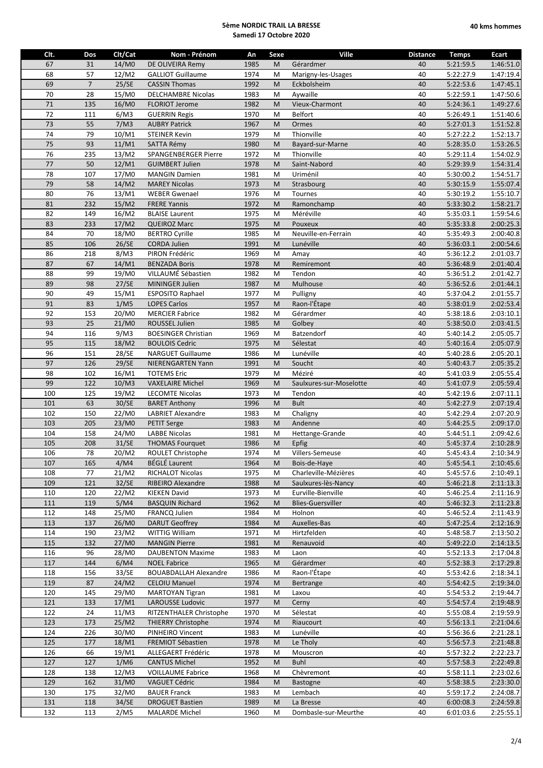**5ème NORDIC TRAIL LA BRESSE**
**Samedi 17 Octobre 2020**

**40 kms hommes**

| Clt. | Dos | Clt/Cat | Nom - Prénom | An | Sexe | Ville | Distance | Temps | Ecart |
|---|---|---|---|---|---|---|---|---|---|
| 67 | 31 | 14/M0 | DE OLIVEIRA Remy | 1985 | M | Gérardmer | 40 | 5:21:59.5 | 1:46:51.0 |
| 68 | 57 | 12/M2 | GALLIOT Guillaume | 1974 | M | Marigny-les-Usages | 40 | 5:22:27.9 | 1:47:19.4 |
| 69 | 7 | 25/SE | CASSIN Thomas | 1992 | M | Eckbolsheim | 40 | 5:22:53.6 | 1:47:45.1 |
| 70 | 28 | 15/M0 | DELCHAMBRE Nicolas | 1983 | M | Aywaille | 40 | 5:22:59.1 | 1:47:50.6 |
| 71 | 135 | 16/M0 | FLORIOT Jerome | 1982 | M | Vieux-Charmont | 40 | 5:24:36.1 | 1:49:27.6 |
| 72 | 111 | 6/M3 | GUERRIN Regis | 1970 | M | Belfort | 40 | 5:26:49.1 | 1:51:40.6 |
| 73 | 55 | 7/M3 | AUBRY Patrick | 1967 | M | Ormes | 40 | 5:27:01.3 | 1:51:52.8 |
| 74 | 79 | 10/M1 | STEINER Kevin | 1979 | M | Thionville | 40 | 5:27:22.2 | 1:52:13.7 |
| 75 | 93 | 11/M1 | SATTA Rémy | 1980 | M | Bayard-sur-Marne | 40 | 5:28:35.0 | 1:53:26.5 |
| 76 | 235 | 13/M2 | SPANGENBERGER Pierre | 1972 | M | Thionville | 40 | 5:29:11.4 | 1:54:02.9 |
| 77 | 50 | 12/M1 | GUIMBERT Julien | 1978 | M | Saint-Nabord | 40 | 5:29:39.9 | 1:54:31.4 |
| 78 | 107 | 17/M0 | MANGIN Damien | 1981 | M | Uriménil | 40 | 5:30:00.2 | 1:54:51.7 |
| 79 | 58 | 14/M2 | MAREY Nicolas | 1973 | M | Strasbourg | 40 | 5:30:15.9 | 1:55:07.4 |
| 80 | 76 | 13/M1 | WEBER Gwenael | 1976 | M | Tournes | 40 | 5:30:19.2 | 1:55:10.7 |
| 81 | 232 | 15/M2 | FRERE Yannis | 1972 | M | Ramonchamp | 40 | 5:33:30.2 | 1:58:21.7 |
| 82 | 149 | 16/M2 | BLAISE Laurent | 1975 | M | Méréville | 40 | 5:35:03.1 | 1:59:54.6 |
| 83 | 233 | 17/M2 | QUEIROZ Marc | 1975 | M | Pouxeux | 40 | 5:35:33.8 | 2:00:25.3 |
| 84 | 70 | 18/M0 | BERTRO Cyrille | 1985 | M | Neuville-en-Ferrain | 40 | 5:35:49.3 | 2:00:40.8 |
| 85 | 106 | 26/SE | CORDA Julien | 1991 | M | Lunéville | 40 | 5:36:03.1 | 2:00:54.6 |
| 86 | 218 | 8/M3 | PIRON Frédéric | 1969 | M | Amay | 40 | 5:36:12.2 | 2:01:03.7 |
| 87 | 67 | 14/M1 | BENZADA Boris | 1978 | M | Remiremont | 40 | 5:36:48.9 | 2:01:40.4 |
| 88 | 99 | 19/M0 | VILLAUMÉ Sébastien | 1982 | M | Tendon | 40 | 5:36:51.2 | 2:01:42.7 |
| 89 | 98 | 27/SE | MININGER Julien | 1987 | M | Mulhouse | 40 | 5:36:52.6 | 2:01:44.1 |
| 90 | 49 | 15/M1 | ESPOSITO Raphael | 1977 | M | Pulligny | 40 | 5:37:04.2 | 2:01:55.7 |
| 91 | 83 | 1/M5 | LOPES Carlos | 1957 | M | Raon-l'Étape | 40 | 5:38:01.9 | 2:02:53.4 |
| 92 | 153 | 20/M0 | MERCIER Fabrice | 1982 | M | Gérardmer | 40 | 5:38:18.6 | 2:03:10.1 |
| 93 | 25 | 21/M0 | ROUSSEL Julien | 1985 | M | Golbey | 40 | 5:38:50.0 | 2:03:41.5 |
| 94 | 116 | 9/M3 | BOESINGER Christian | 1969 | M | Batzendorf | 40 | 5:40:14.2 | 2:05:05.7 |
| 95 | 115 | 18/M2 | BOULOIS Cedric | 1975 | M | Sélestat | 40 | 5:40:16.4 | 2:05:07.9 |
| 96 | 151 | 28/SE | NARGUET Guillaume | 1986 | M | Lunéville | 40 | 5:40:28.6 | 2:05:20.1 |
| 97 | 126 | 29/SE | NIERENGARTEN Yann | 1991 | M | Soucht | 40 | 5:40:43.7 | 2:05:35.2 |
| 98 | 102 | 16/M1 | TOTEMS Eric | 1979 | M | Méziré | 40 | 5:41:03.9 | 2:05:55.4 |
| 99 | 122 | 10/M3 | VAXELAIRE Michel | 1969 | M | Saulxures-sur-Moselotte | 40 | 5:41:07.9 | 2:05:59.4 |
| 100 | 125 | 19/M2 | LECOMTE Nicolas | 1973 | M | Tendon | 40 | 5:42:19.6 | 2:07:11.1 |
| 101 | 63 | 30/SE | BARET Anthony | 1996 | M | Bult | 40 | 5:42:27.9 | 2:07:19.4 |
| 102 | 150 | 22/M0 | LABRIET Alexandre | 1983 | M | Chaligny | 40 | 5:42:29.4 | 2:07:20.9 |
| 103 | 205 | 23/M0 | PETIT Serge | 1983 | M | Andenne | 40 | 5:44:25.5 | 2:09:17.0 |
| 104 | 158 | 24/M0 | LABBE Nicolas | 1981 | M | Hettange-Grande | 40 | 5:44:51.1 | 2:09:42.6 |
| 105 | 208 | 31/SE | THOMAS Fourquet | 1986 | M | Epfig | 40 | 5:45:37.4 | 2:10:28.9 |
| 106 | 78 | 20/M2 | ROULET Christophe | 1974 | M | Villers-Semeuse | 40 | 5:45:43.4 | 2:10:34.9 |
| 107 | 165 | 4/M4 | BÉGLÉ Laurent | 1964 | M | Bois-de-Haye | 40 | 5:45:54.1 | 2:10:45.6 |
| 108 | 77 | 21/M2 | RICHALOT Nicolas | 1975 | M | Charleville-Mézières | 40 | 5:45:57.6 | 2:10:49.1 |
| 109 | 121 | 32/SE | RIBEIRO Alexandre | 1988 | M | Saulxures-lès-Nancy | 40 | 5:46:21.8 | 2:11:13.3 |
| 110 | 120 | 22/M2 | KIEKEN David | 1973 | M | Eurville-Bienville | 40 | 5:46:25.4 | 2:11:16.9 |
| 111 | 119 | 5/M4 | BASQUIN Richard | 1962 | M | Blies-Guersviller | 40 | 5:46:32.3 | 2:11:23.8 |
| 112 | 148 | 25/M0 | FRANCQ Julien | 1984 | M | Holnon | 40 | 5:46:52.4 | 2:11:43.9 |
| 113 | 137 | 26/M0 | DARUT Geoffrey | 1984 | M | Auxelles-Bas | 40 | 5:47:25.4 | 2:12:16.9 |
| 114 | 190 | 23/M2 | WITTIG William | 1971 | M | Hirtzfelden | 40 | 5:48:58.7 | 2:13:50.2 |
| 115 | 132 | 27/M0 | MANGIN Pierre | 1981 | M | Renauvoid | 40 | 5:49:22.0 | 2:14:13.5 |
| 116 | 96 | 28/M0 | DAUBENTON Maxime | 1983 | M | Laon | 40 | 5:52:13.3 | 2:17:04.8 |
| 117 | 144 | 6/M4 | NOEL Fabrice | 1965 | M | Gérardmer | 40 | 5:52:38.3 | 2:17:29.8 |
| 118 | 156 | 33/SE | BOUABDALLAH Alexandre | 1986 | M | Raon-l'Étape | 40 | 5:53:42.6 | 2:18:34.1 |
| 119 | 87 | 24/M2 | CELOIU Manuel | 1974 | M | Bertrange | 40 | 5:54:42.5 | 2:19:34.0 |
| 120 | 145 | 29/M0 | MARTOYAN Tigran | 1981 | M | Laxou | 40 | 5:54:53.2 | 2:19:44.7 |
| 121 | 133 | 17/M1 | LAROUSSE Ludovic | 1977 | M | Cerny | 40 | 5:54:57.4 | 2:19:48.9 |
| 122 | 24 | 11/M3 | RITZENTHALER Christophe | 1970 | M | Sélestat | 40 | 5:55:08.4 | 2:19:59.9 |
| 123 | 173 | 25/M2 | THIERRY Christophe | 1974 | M | Riaucourt | 40 | 5:56:13.1 | 2:21:04.6 |
| 124 | 226 | 30/M0 | PINHEIRO Vincent | 1983 | M | Lunéville | 40 | 5:56:36.6 | 2:21:28.1 |
| 125 | 177 | 18/M1 | FREMIOT Sébastien | 1978 | M | Le Tholy | 40 | 5:56:57.3 | 2:21:48.8 |
| 126 | 66 | 19/M1 | ALLEGAERT Frédéric | 1978 | M | Mouscron | 40 | 5:57:32.2 | 2:22:23.7 |
| 127 | 127 | 1/M6 | CANTUS Michel | 1952 | M | Buhl | 40 | 5:57:58.3 | 2:22:49.8 |
| 128 | 138 | 12/M3 | VOILLAUME Fabrice | 1968 | M | Chèvremont | 40 | 5:58:11.1 | 2:23:02.6 |
| 129 | 162 | 31/M0 | VAGUET Cédric | 1984 | M | Bastogne | 40 | 5:58:38.5 | 2:23:30.0 |
| 130 | 175 | 32/M0 | BAUER Franck | 1983 | M | Lembach | 40 | 5:59:17.2 | 2:24:08.7 |
| 131 | 118 | 34/SE | DROGUET Bastien | 1989 | M | La Bresse | 40 | 6:00:08.3 | 2:24:59.8 |
| 132 | 113 | 2/M5 | MALARDE Michel | 1960 | M | Dombasle-sur-Meurthe | 40 | 6:01:03.6 | 2:25:55.1 |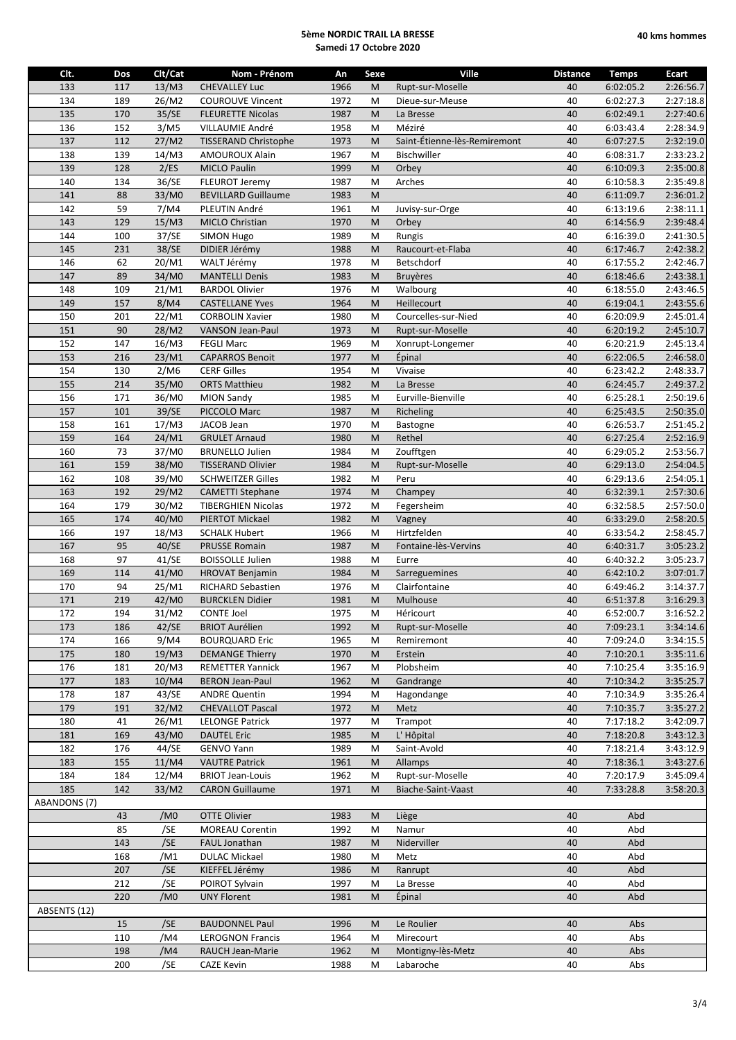**5ème NORDIC TRAIL LA BRESSE**
**Samedi 17 Octobre 2020**

**40 kms hommes**

| Clt. | Dos | Clt/Cat | Nom - Prénom | An | Sexe | Ville | Distance | Temps | Ecart |
|---|---|---|---|---|---|---|---|---|---|
| 133 | 117 | 13/M3 | CHEVALLEY Luc | 1966 | M | Rupt-sur-Moselle | 40 | 6:02:05.2 | 2:26:56.7 |
| 134 | 189 | 26/M2 | COUROUVE Vincent | 1972 | M | Dieue-sur-Meuse | 40 | 6:02:27.3 | 2:27:18.8 |
| 135 | 170 | 35/SE | FLEURETTE Nicolas | 1987 | M | La Bresse | 40 | 6:02:49.1 | 2:27:40.6 |
| 136 | 152 | 3/M5 | VILLAUMIE André | 1958 | M | Méziré | 40 | 6:03:43.4 | 2:28:34.9 |
| 137 | 112 | 27/M2 | TISSERAND Christophe | 1973 | M | Saint-Étienne-lès-Remiremont | 40 | 6:07:27.5 | 2:32:19.0 |
| 138 | 139 | 14/M3 | AMOUROUX Alain | 1967 | M | Bischwiller | 40 | 6:08:31.7 | 2:33:23.2 |
| 139 | 128 | 2/ES | MICLO Paulin | 1999 | M | Orbey | 40 | 6:10:09.3 | 2:35:00.8 |
| 140 | 134 | 36/SE | FLEUROT Jeremy | 1987 | M | Arches | 40 | 6:10:58.3 | 2:35:49.8 |
| 141 | 88 | 33/M0 | BEVILLARD Guillaume | 1983 | M | | 40 | 6:11:09.7 | 2:36:01.2 |
| 142 | 59 | 7/M4 | PLEUTIN André | 1961 | M | Juvisy-sur-Orge | 40 | 6:13:19.6 | 2:38:11.1 |
| 143 | 129 | 15/M3 | MICLO Christian | 1970 | M | Orbey | 40 | 6:14:56.9 | 2:39:48.4 |
| 144 | 100 | 37/SE | SIMON Hugo | 1989 | M | Rungis | 40 | 6:16:39.0 | 2:41:30.5 |
| 145 | 231 | 38/SE | DIDIER Jérémy | 1988 | M | Raucourt-et-Flaba | 40 | 6:17:46.7 | 2:42:38.2 |
| 146 | 62 | 20/M1 | WALT Jérémy | 1978 | M | Betschdorf | 40 | 6:17:55.2 | 2:42:46.7 |
| 147 | 89 | 34/M0 | MANTELLI Denis | 1983 | M | Bruyères | 40 | 6:18:46.6 | 2:43:38.1 |
| 148 | 109 | 21/M1 | BARDOL Olivier | 1976 | M | Walbourg | 40 | 6:18:55.0 | 2:43:46.5 |
| 149 | 157 | 8/M4 | CASTELLANE Yves | 1964 | M | Heillecourt | 40 | 6:19:04.1 | 2:43:55.6 |
| 150 | 201 | 22/M1 | CORBOLIN Xavier | 1980 | M | Courcelles-sur-Nied | 40 | 6:20:09.9 | 2:45:01.4 |
| 151 | 90 | 28/M2 | VANSON Jean-Paul | 1973 | M | Rupt-sur-Moselle | 40 | 6:20:19.2 | 2:45:10.7 |
| 152 | 147 | 16/M3 | FEGLI Marc | 1969 | M | Xonrupt-Longemer | 40 | 6:20:21.9 | 2:45:13.4 |
| 153 | 216 | 23/M1 | CAPARROS Benoit | 1977 | M | Épinal | 40 | 6:22:06.5 | 2:46:58.0 |
| 154 | 130 | 2/M6 | CERF Gilles | 1954 | M | Vivaise | 40 | 6:23:42.2 | 2:48:33.7 |
| 155 | 214 | 35/M0 | ORTS Matthieu | 1982 | M | La Bresse | 40 | 6:24:45.7 | 2:49:37.2 |
| 156 | 171 | 36/M0 | MION Sandy | 1985 | M | Eurville-Bienville | 40 | 6:25:28.1 | 2:50:19.6 |
| 157 | 101 | 39/SE | PICCOLO Marc | 1987 | M | Richeling | 40 | 6:25:43.5 | 2:50:35.0 |
| 158 | 161 | 17/M3 | JACOB Jean | 1970 | M | Bastogne | 40 | 6:26:53.7 | 2:51:45.2 |
| 159 | 164 | 24/M1 | GRULET Arnaud | 1980 | M | Rethel | 40 | 6:27:25.4 | 2:52:16.9 |
| 160 | 73 | 37/M0 | BRUNELLO Julien | 1984 | M | Zoufftgen | 40 | 6:29:05.2 | 2:53:56.7 |
| 161 | 159 | 38/M0 | TISSERAND Olivier | 1984 | M | Rupt-sur-Moselle | 40 | 6:29:13.0 | 2:54:04.5 |
| 162 | 108 | 39/M0 | SCHWEITZER Gilles | 1982 | M | Peru | 40 | 6:29:13.6 | 2:54:05.1 |
| 163 | 192 | 29/M2 | CAMETTI Stephane | 1974 | M | Champey | 40 | 6:32:39.1 | 2:57:30.6 |
| 164 | 179 | 30/M2 | TIBERGHIEN Nicolas | 1972 | M | Fegersheim | 40 | 6:32:58.5 | 2:57:50.0 |
| 165 | 174 | 40/M0 | PIERTOT Mickael | 1982 | M | Vagney | 40 | 6:33:29.0 | 2:58:20.5 |
| 166 | 197 | 18/M3 | SCHALK Hubert | 1966 | M | Hirtzfelden | 40 | 6:33:54.2 | 2:58:45.7 |
| 167 | 95 | 40/SE | PRUSSE Romain | 1987 | M | Fontaine-lès-Vervins | 40 | 6:40:31.7 | 3:05:23.2 |
| 168 | 97 | 41/SE | BOISSOLLE Julien | 1988 | M | Eurre | 40 | 6:40:32.2 | 3:05:23.7 |
| 169 | 114 | 41/M0 | HROVAT Benjamin | 1984 | M | Sarreguemines | 40 | 6:42:10.2 | 3:07:01.7 |
| 170 | 94 | 25/M1 | RICHARD Sebastien | 1976 | M | Clairfontaine | 40 | 6:49:46.2 | 3:14:37.7 |
| 171 | 219 | 42/M0 | BURCKLEN Didier | 1981 | M | Mulhouse | 40 | 6:51:37.8 | 3:16:29.3 |
| 172 | 194 | 31/M2 | CONTE Joel | 1975 | M | Héricourt | 40 | 6:52:00.7 | 3:16:52.2 |
| 173 | 186 | 42/SE | BRIOT Aurélien | 1992 | M | Rupt-sur-Moselle | 40 | 7:09:23.1 | 3:34:14.6 |
| 174 | 166 | 9/M4 | BOURQUARD Eric | 1965 | M | Remiremont | 40 | 7:09:24.0 | 3:34:15.5 |
| 175 | 180 | 19/M3 | DEMANGE Thierry | 1970 | M | Erstein | 40 | 7:10:20.1 | 3:35:11.6 |
| 176 | 181 | 20/M3 | REMETTER Yannick | 1967 | M | Plobsheim | 40 | 7:10:25.4 | 3:35:16.9 |
| 177 | 183 | 10/M4 | BERON Jean-Paul | 1962 | M | Gandrange | 40 | 7:10:34.2 | 3:35:25.7 |
| 178 | 187 | 43/SE | ANDRE Quentin | 1994 | M | Hagondange | 40 | 7:10:34.9 | 3:35:26.4 |
| 179 | 191 | 32/M2 | CHEVALLOT Pascal | 1972 | M | Metz | 40 | 7:10:35.7 | 3:35:27.2 |
| 180 | 41 | 26/M1 | LELONGE Patrick | 1977 | M | Trampot | 40 | 7:17:18.2 | 3:42:09.7 |
| 181 | 169 | 43/M0 | DAUTEL Eric | 1985 | M | L' Hôpital | 40 | 7:18:20.8 | 3:43:12.3 |
| 182 | 176 | 44/SE | GENVO Yann | 1989 | M | Saint-Avold | 40 | 7:18:21.4 | 3:43:12.9 |
| 183 | 155 | 11/M4 | VAUTRE Patrick | 1961 | M | Allamps | 40 | 7:18:36.1 | 3:43:27.6 |
| 184 | 184 | 12/M4 | BRIOT Jean-Louis | 1962 | M | Rupt-sur-Moselle | 40 | 7:20:17.9 | 3:45:09.4 |
| 185 | 142 | 33/M2 | CARON Guillaume | 1971 | M | Biache-Saint-Vaast | 40 | 7:33:28.8 | 3:58:20.3 |
| ABANDONS (7) | | | | | | | | | |
| | 43 | /M0 | OTTE Olivier | 1983 | M | Liège | 40 | Abd | |
| | 85 | /SE | MOREAU Corentin | 1992 | M | Namur | 40 | Abd | |
| | 143 | /SE | FAUL Jonathan | 1987 | M | Niderviller | 40 | Abd | |
| | 168 | /M1 | DULAC Mickael | 1980 | M | Metz | 40 | Abd | |
| | 207 | /SE | KIEFFEL Jérémy | 1986 | M | Ranrupt | 40 | Abd | |
| | 212 | /SE | POIROT Sylvain | 1997 | M | La Bresse | 40 | Abd | |
| | 220 | /M0 | UNY Florent | 1981 | M | Épinal | 40 | Abd | |
| ABSENTS (12) | | | | | | | | | |
| | 15 | /SE | BAUDONNEL Paul | 1996 | M | Le Roulier | 40 | Abs | |
| | 110 | /M4 | LEROGNON Francis | 1964 | M | Mirecourt | 40 | Abs | |
| | 198 | /M4 | RAUCH Jean-Marie | 1962 | M | Montigny-lès-Metz | 40 | Abs | |
| | 200 | /SE | CAZE Kevin | 1988 | M | Labaroche | 40 | Abs | |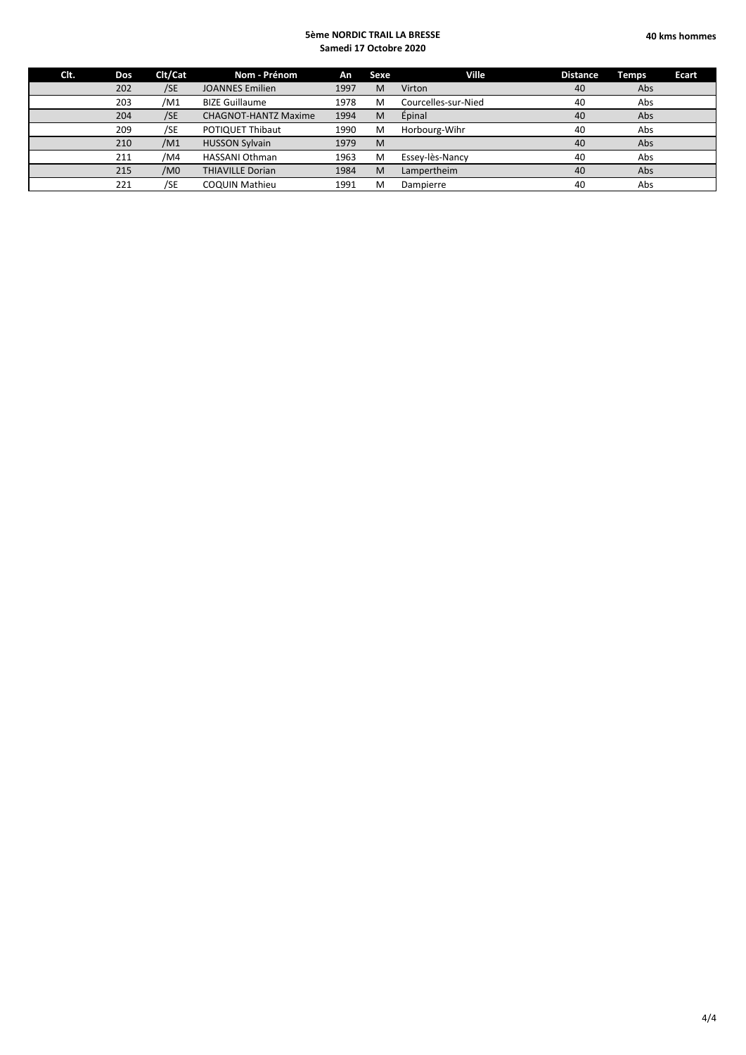**5ème NORDIC TRAIL LA BRESSE**
**Samedi 17 Octobre 2020**

**40 kms hommes**

| Clt. | Dos | Clt/Cat | Nom - Prénom | An | Sexe | Ville | Distance | Temps | Ecart |
|---|---|---|---|---|---|---|---|---|---|
| | 202 | /SE | JOANNES Emilien | 1997 | M | Virton | 40 | Abs | |
| | 203 | /M1 | BIZE Guillaume | 1978 | M | Courcelles-sur-Nied | 40 | Abs | |
| | 204 | /SE | CHAGNOT-HANTZ Maxime | 1994 | M | Épinal | 40 | Abs | |
| | 209 | /SE | POTIQUET Thibaut | 1990 | M | Horbourg-Wihr | 40 | Abs | |
| | 210 | /M1 | HUSSON Sylvain | 1979 | M | | 40 | Abs | |
| | 211 | /M4 | HASSANI Othman | 1963 | M | Essey-lès-Nancy | 40 | Abs | |
| | 215 | /M0 | THIAVILLE Dorian | 1984 | M | Lampertheim | 40 | Abs | |
| | 221 | /SE | COQUIN Mathieu | 1991 | M | Dampierre | 40 | Abs | |